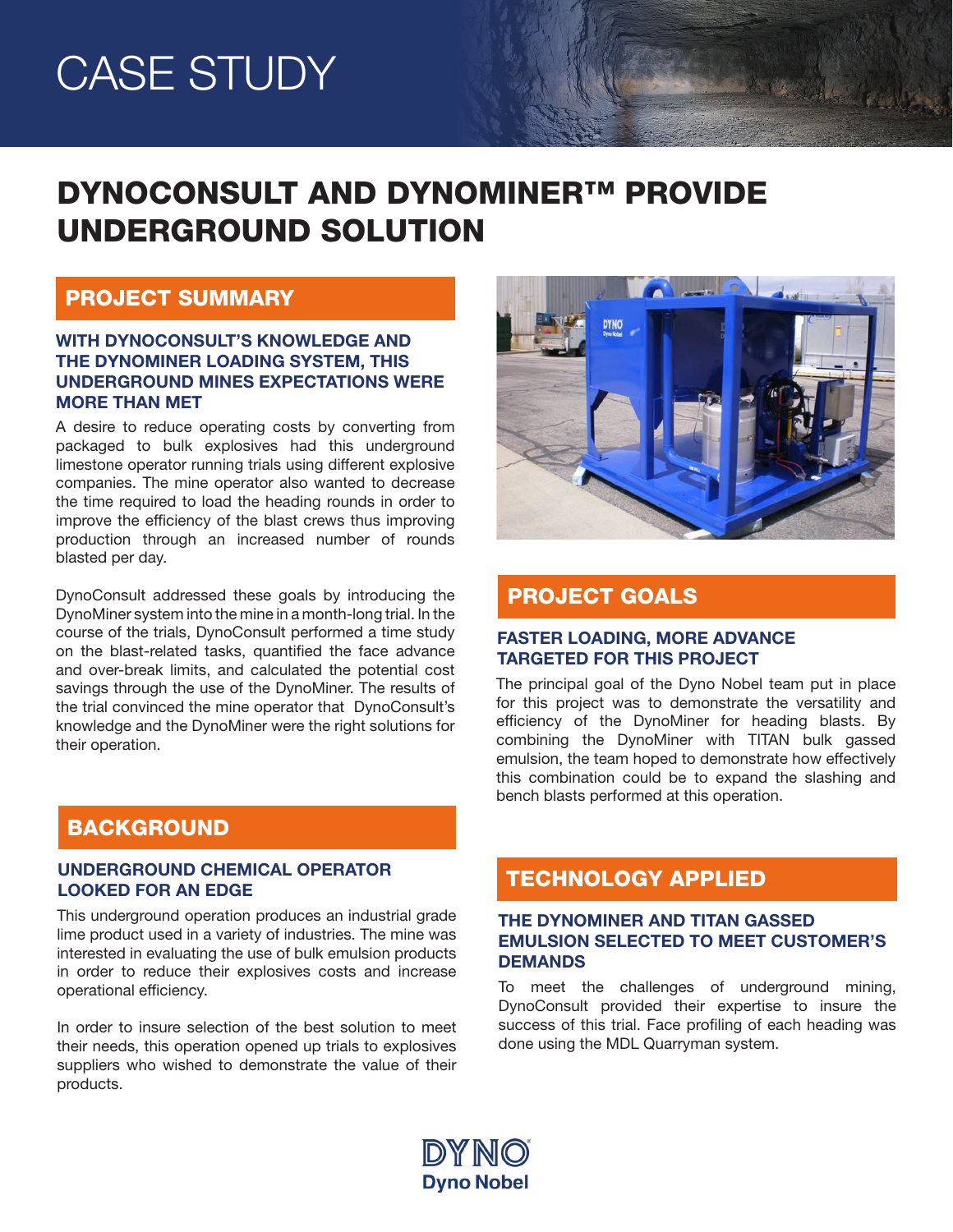# CASE STUDY

# DYNOCONSULT AND DYNOMINER™ PROVIDE UNDERGROUND SOLUTION

## PROJECT SUMMARY

### WITH DYNOCONSULT'S KNOWLEDGE AND THE DYNOMINER LOADING SYSTEM, THIS UNDERGROUND MINES EXPECTATIONS WERE MORE THAN MET

A desire to reduce operating costs by converting from packaged to bulk explosives had this underground limestone operator running trials using different explosive companies. The mine operator also wanted to decrease the time required to load the heading rounds in order to improve the efficiency of the blast crews thus improving production through an increased number of rounds blasted per day.

DynoConsult addressed these goals by introducing the DynoMiner system into the mine in a month-long trial. In the course of the trials, DynoConsult performed a time study on the blast-related tasks, quantified the face advance and over-break limits, and calculated the potential cost savings through the use of the DynoMiner. The results of the trial convinced the mine operator that DynoConsult's knowledge and the DynoMiner were the right solutions for their operation.

## BACKGROUND

### UNDERGROUND CHEMICAL OPERATOR LOOKED FOR AN EDGE

This underground operation produces an industrial grade lime product used in a variety of industries. The mine was interested in evaluating the use of bulk emulsion products in order to reduce their explosives costs and increase operational efficiency.

In order to insure selection of the best solution to meet their needs, this operation opened up trials to explosives suppliers who wished to demonstrate the value of their products.

## PROJECT GOALS

### FASTER LOADING, MORE ADVANCE TARGETED FOR THIS PROJECT

The principal goal of the Dyno Nobel team put in place for this project was to demonstrate the versatility and efficiency of the DynoMiner for heading blasts. By combining the DynoMiner with TITAN bulk gassed emulsion, the team hoped to demonstrate how effectively this combination could be to expand the slashing and bench blasts performed at this operation.

## TECHNOLOGY APPLIED

### THE DYNOMINER AND TITAN GASSED EMULSION SELECTED TO MEET CUSTOMER'S DEMANDS

To meet the challenges of underground mining, DynoConsult provided their expertise to insure the success of this trial. Face profiling of each heading was done using the MDL Quarryman system.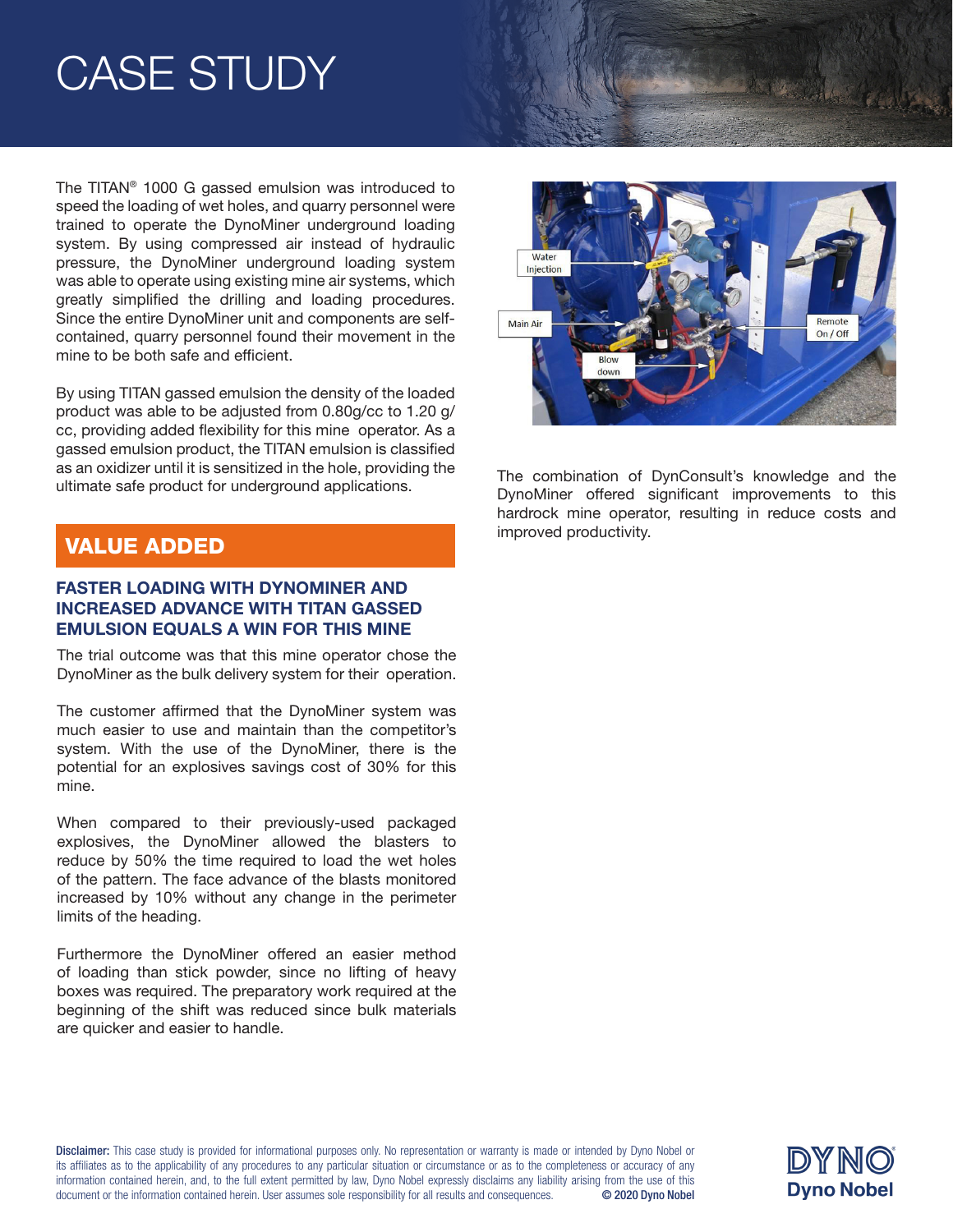# CASE STUDY

The TITAN® 1000 G gassed emulsion was introduced to speed the loading of wet holes, and quarry personnel were trained to operate the DynoMiner underground loading system. By using compressed air instead of hydraulic pressure, the DynoMiner underground loading system was able to operate using existing mine air systems, which greatly simplified the drilling and loading procedures. Since the entire DynoMiner unit and components are self-contained, quarry personnel found their movement in the mine to be both safe and efficient.

By using TITAN gassed emulsion the density of the loaded product was able to be adjusted from 0.80g/cc to 1.20 g/cc, providing added flexibility for this mine operator. As a gassed emulsion product, the TITAN emulsion is classified as an oxidizer until it is sensitized in the hole, providing the ultimate safe product for underground applications.

## VALUE ADDED

### FASTER LOADING WITH DYNOMINER AND INCREASED ADVANCE WITH TITAN GASSED EMULSION EQUALS A WIN FOR THIS MINE

The trial outcome was that this mine operator chose the DynoMiner as the bulk delivery system for their operation.

The customer affirmed that the DynoMiner system was much easier to use and maintain than the competitor's system. With the use of the DynoMiner, there is the potential for an explosives savings cost of 30% for this mine.

When compared to their previously-used packaged explosives, the DynoMiner allowed the blasters to reduce by 50% the time required to load the wet holes of the pattern. The face advance of the blasts monitored increased by 10% without any change in the perimeter limits of the heading.

Furthermore the DynoMiner offered an easier method of loading than stick powder, since no lifting of heavy boxes was required. The preparatory work required at the beginning of the shift was reduced since bulk materials are quicker and easier to handle.

Water Injection

Main Air

Blow down

Remote On / Off

The combination of DynConsult's knowledge and the DynoMiner offered significant improvements to this hardrock mine operator, resulting in reduce costs and improved productivity.

**Disclaimer:** This case study is provided for informational purposes only. No representation or warranty is made or intended by Dyno Nobel or its affiliates as to the applicability of any procedures to any particular situation or circumstance or as to the completeness or accuracy of any information contained herein, and, to the full extent permitted by law, Dyno Nobel expressly disclaims any liability arising from the use of this document or the information contained herein. User assumes sole responsibility for all results and consequences. **© 2020 Dyno Nobel**

DYNO
Dyno Nobel